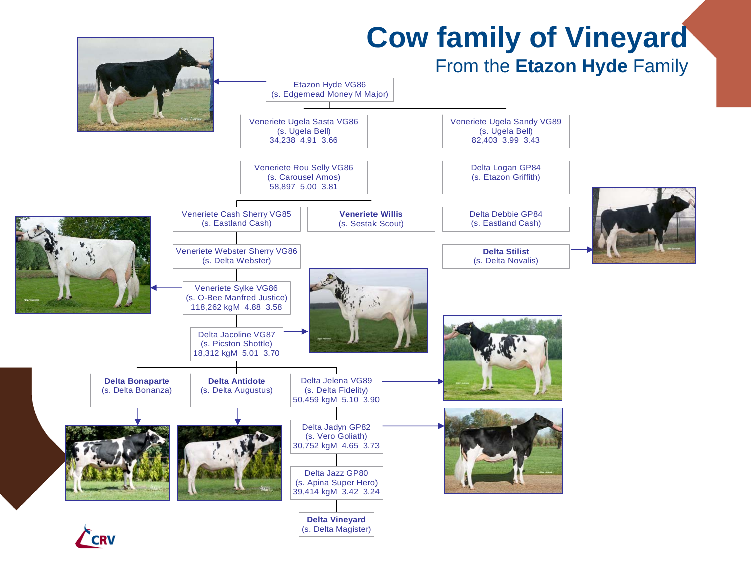# Cow family of Vineyard

## From the **Etazon Hyde** Family

Etazon Hyde VG86
(s. Edgemead Money M Major)

Veneriete Ugela Sasta VG86
(s. Ugela Bell)
34,238 4.91 3.66

Veneriete Ugela Sandy VG89
(s. Ugela Bell)
82,403 3.99 3.43

Veneriete Rou Selly VG86
(s. Carousel Amos)
58,897 5.00 3.81

Delta Logan GP84
(s. Etazon Griffith)

Veneriete Cash Sherry VG85
(s. Eastland Cash)

**Veneriete Willis**
(s. Sestak Scout)

Delta Debbie GP84
(s. Eastland Cash)

Veneriete Webster Sherry VG86
(s. Delta Webster)

**Delta Stilist**
(s. Delta Novalis)

Veneriete Sylke VG86
(s. O-Bee Manfred Justice)
118,262 kgM 4.88 3.58

Delta Jacoline VG87
(s. Picston Shottle)
18,312 kgM 5.01 3.70

**Delta Bonaparte**
(s. Delta Bonanza)

**Delta Antidote**
(s. Delta Augustus)

Delta Jelena VG89
(s. Delta Fidelity)
50,459 kgM 5.10 3.90

Delta Jadyn GP82
(s. Vero Goliath)
30,752 kgM 4.65 3.73

Delta Jazz GP80
(s. Apina Super Hero)
39,414 kgM 3.42 3.24

**Delta Vineyard**
(s. Delta Magister)

CRV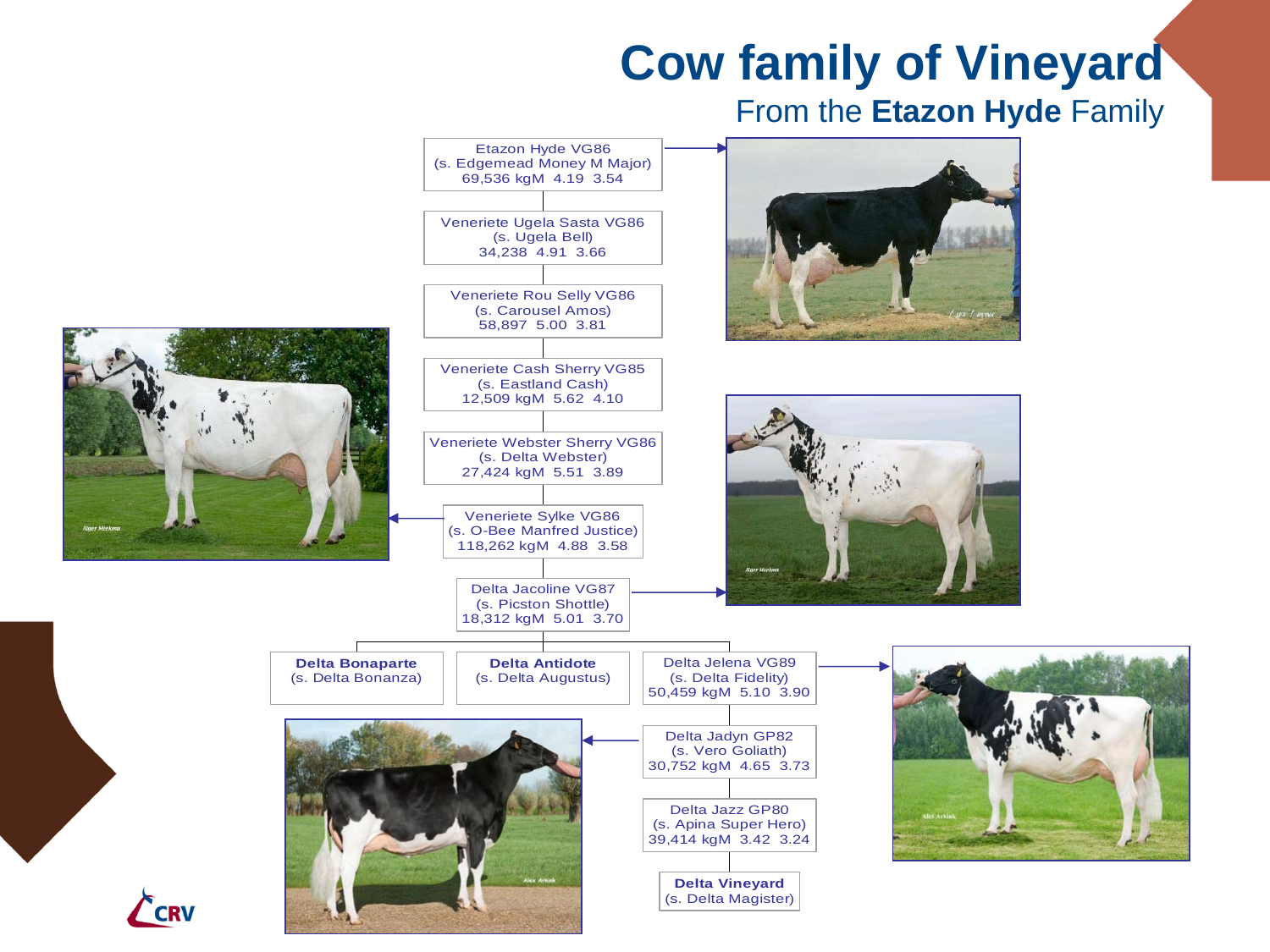# Cow family of Vineyard

From the **Etazon Hyde** Family

Etazon Hyde VG86
(s. Edgemead Money M Major)
69,536 kgM 4.19 3.54

Veneriete Ugela Sasta VG86
(s. Ugela Bell)
34,238 4.91 3.66

Veneriete Rou Selly VG86
(s. Carousel Amos)
58,897 5.00 3.81

Veneriete Cash Sherry VG85
(s. Eastland Cash)
12,509 kgM 5.62 4.10

Veneriete Webster Sherry VG86
(s. Delta Webster)
27,424 kgM 5.51 3.89

Veneriete Sylke VG86
(s. O-Bee Manfred Justice)
118,262 kgM 4.88 3.58

Delta Jacoline VG87
(s. Picston Shottle)
18,312 kgM 5.01 3.70

**Delta Bonaparte**
(s. Delta Bonanza)

**Delta Antidote**
(s. Delta Augustus)

Delta Jelena VG89
(s. Delta Fidelity)
50,459 kgM 5.10 3.90

Delta Jadyn GP82
(s. Vero Goliath)
30,752 kgM 4.65 3.73

Delta Jazz GP80
(s. Apina Super Hero)
39,414 kgM 3.42 3.24

**Delta Vineyard**
(s. Delta Magister)